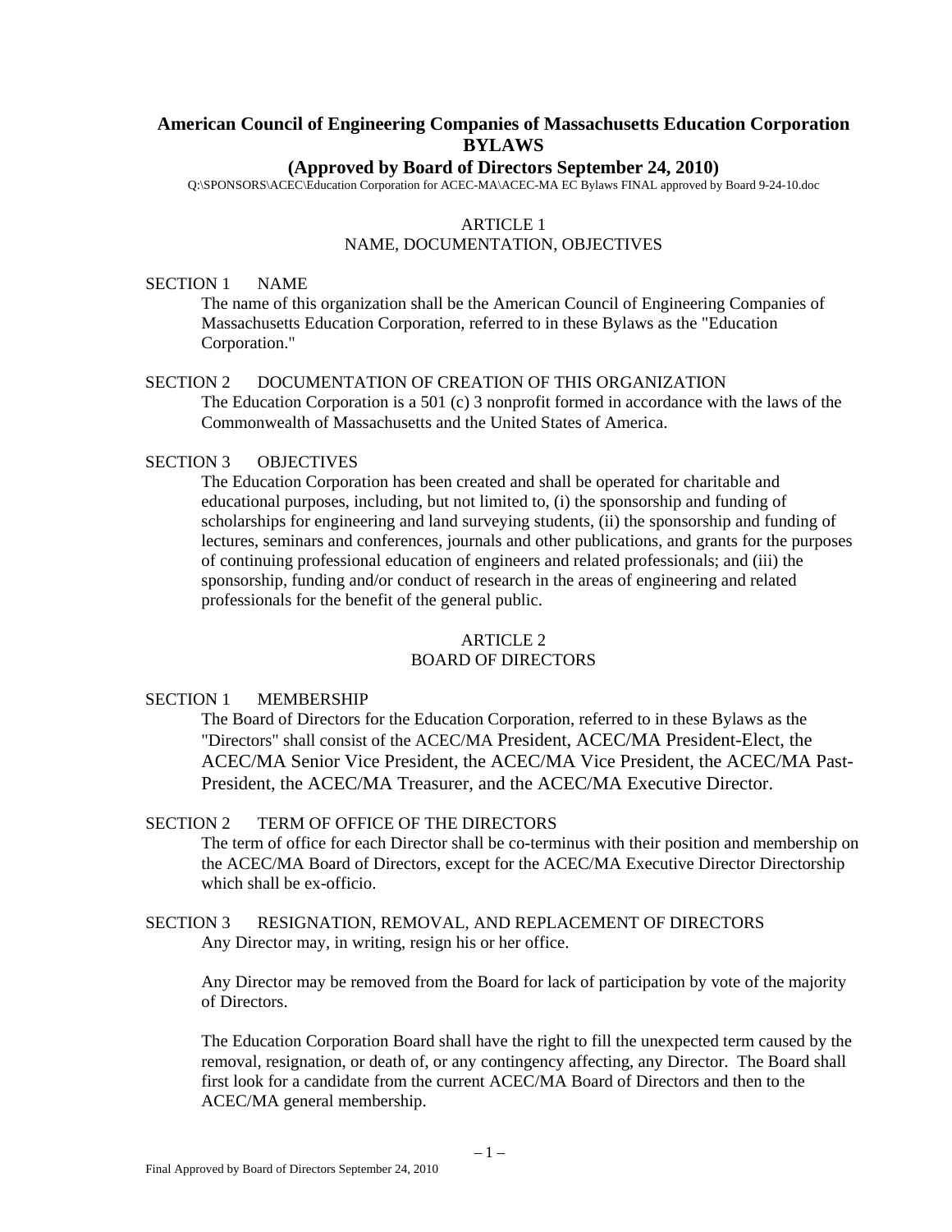# American Council of Engineering Companies of Massachusetts Education Corporation BYLAWS

## (Approved by Board of Directors September 24, 2010)

Q:\SPONSORS\ACEC\Education Corporation for ACEC-MA\ACEC-MA EC Bylaws FINAL approved by Board 9-24-10.doc

## ARTICLE 1
## NAME, DOCUMENTATION, OBJECTIVES

### SECTION 1 NAME

The name of this organization shall be the American Council of Engineering Companies of Massachusetts Education Corporation, referred to in these Bylaws as the "Education Corporation."

### SECTION 2 DOCUMENTATION OF CREATION OF THIS ORGANIZATION

The Education Corporation is a 501 (c) 3 nonprofit formed in accordance with the laws of the Commonwealth of Massachusetts and the United States of America.

### SECTION 3 OBJECTIVES

The Education Corporation has been created and shall be operated for charitable and educational purposes, including, but not limited to, (i) the sponsorship and funding of scholarships for engineering and land surveying students, (ii) the sponsorship and funding of lectures, seminars and conferences, journals and other publications, and grants for the purposes of continuing professional education of engineers and related professionals; and (iii) the sponsorship, funding and/or conduct of research in the areas of engineering and related professionals for the benefit of the general public.

## ARTICLE 2
## BOARD OF DIRECTORS

### SECTION 1 MEMBERSHIP

The Board of Directors for the Education Corporation, referred to in these Bylaws as the "Directors" shall consist of the ACEC/MA President, ACEC/MA President-Elect, the ACEC/MA Senior Vice President, the ACEC/MA Vice President, the ACEC/MA Past-President, the ACEC/MA Treasurer, and the ACEC/MA Executive Director.

### SECTION 2 TERM OF OFFICE OF THE DIRECTORS

The term of office for each Director shall be co-terminus with their position and membership on the ACEC/MA Board of Directors, except for the ACEC/MA Executive Director Directorship which shall be ex-officio.

### SECTION 3 RESIGNATION, REMOVAL, AND REPLACEMENT OF DIRECTORS

Any Director may, in writing, resign his or her office.

Any Director may be removed from the Board for lack of participation by vote of the majority of Directors.

The Education Corporation Board shall have the right to fill the unexpected term caused by the removal, resignation, or death of, or any contingency affecting, any Director. The Board shall first look for a candidate from the current ACEC/MA Board of Directors and then to the ACEC/MA general membership.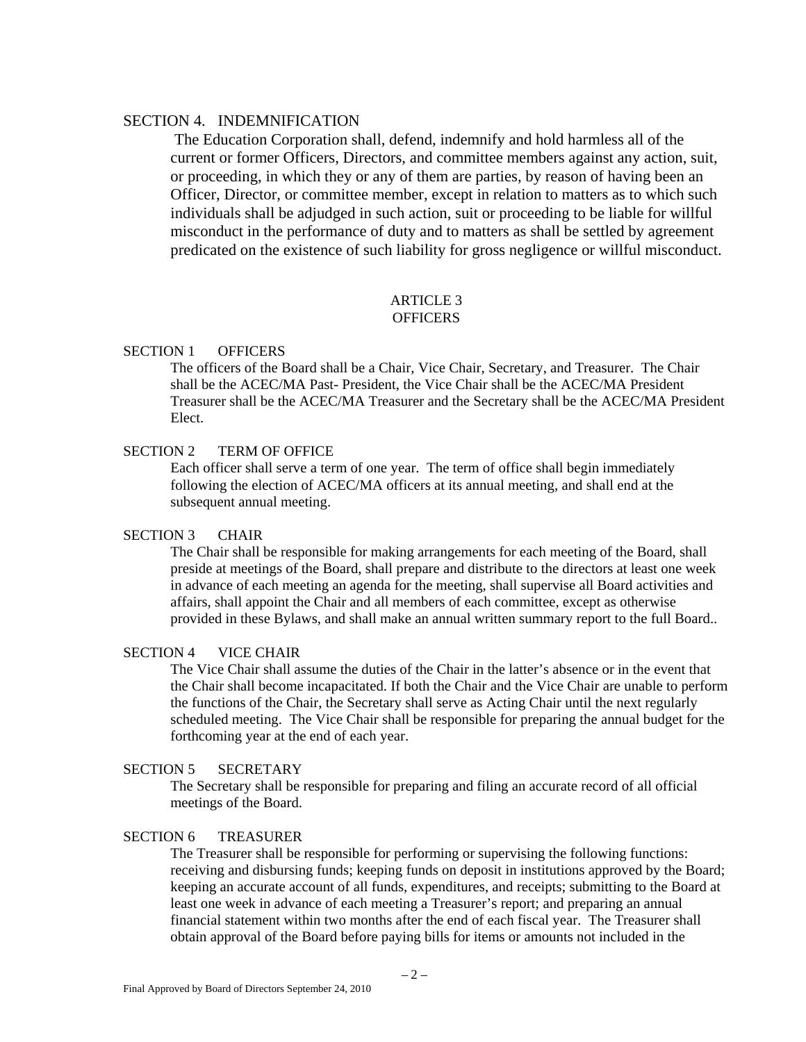### SECTION 4. INDEMNIFICATION

The Education Corporation shall, defend, indemnify and hold harmless all of the current or former Officers, Directors, and committee members against any action, suit, or proceeding, in which they or any of them are parties, by reason of having been an Officer, Director, or committee member, except in relation to matters as to which such individuals shall be adjudged in such action, suit or proceeding to be liable for willful misconduct in the performance of duty and to matters as shall be settled by agreement predicated on the existence of such liability for gross negligence or willful misconduct.

## ARTICLE 3
## OFFICERS

### SECTION 1 OFFICERS

The officers of the Board shall be a Chair, Vice Chair, Secretary, and Treasurer. The Chair shall be the ACEC/MA Past- President, the Vice Chair shall be the ACEC/MA President Treasurer shall be the ACEC/MA Treasurer and the Secretary shall be the ACEC/MA President Elect.

### SECTION 2 TERM OF OFFICE

Each officer shall serve a term of one year. The term of office shall begin immediately following the election of ACEC/MA officers at its annual meeting, and shall end at the subsequent annual meeting.

### SECTION 3 CHAIR

The Chair shall be responsible for making arrangements for each meeting of the Board, shall preside at meetings of the Board, shall prepare and distribute to the directors at least one week in advance of each meeting an agenda for the meeting, shall supervise all Board activities and affairs, shall appoint the Chair and all members of each committee, except as otherwise provided in these Bylaws, and shall make an annual written summary report to the full Board..

### SECTION 4 VICE CHAIR

The Vice Chair shall assume the duties of the Chair in the latter's absence or in the event that the Chair shall become incapacitated. If both the Chair and the Vice Chair are unable to perform the functions of the Chair, the Secretary shall serve as Acting Chair until the next regularly scheduled meeting. The Vice Chair shall be responsible for preparing the annual budget for the forthcoming year at the end of each year.

### SECTION 5 SECRETARY

The Secretary shall be responsible for preparing and filing an accurate record of all official meetings of the Board.

### SECTION 6 TREASURER

The Treasurer shall be responsible for performing or supervising the following functions: receiving and disbursing funds; keeping funds on deposit in institutions approved by the Board; keeping an accurate account of all funds, expenditures, and receipts; submitting to the Board at least one week in advance of each meeting a Treasurer's report; and preparing an annual financial statement within two months after the end of each fiscal year. The Treasurer shall obtain approval of the Board before paying bills for items or amounts not included in the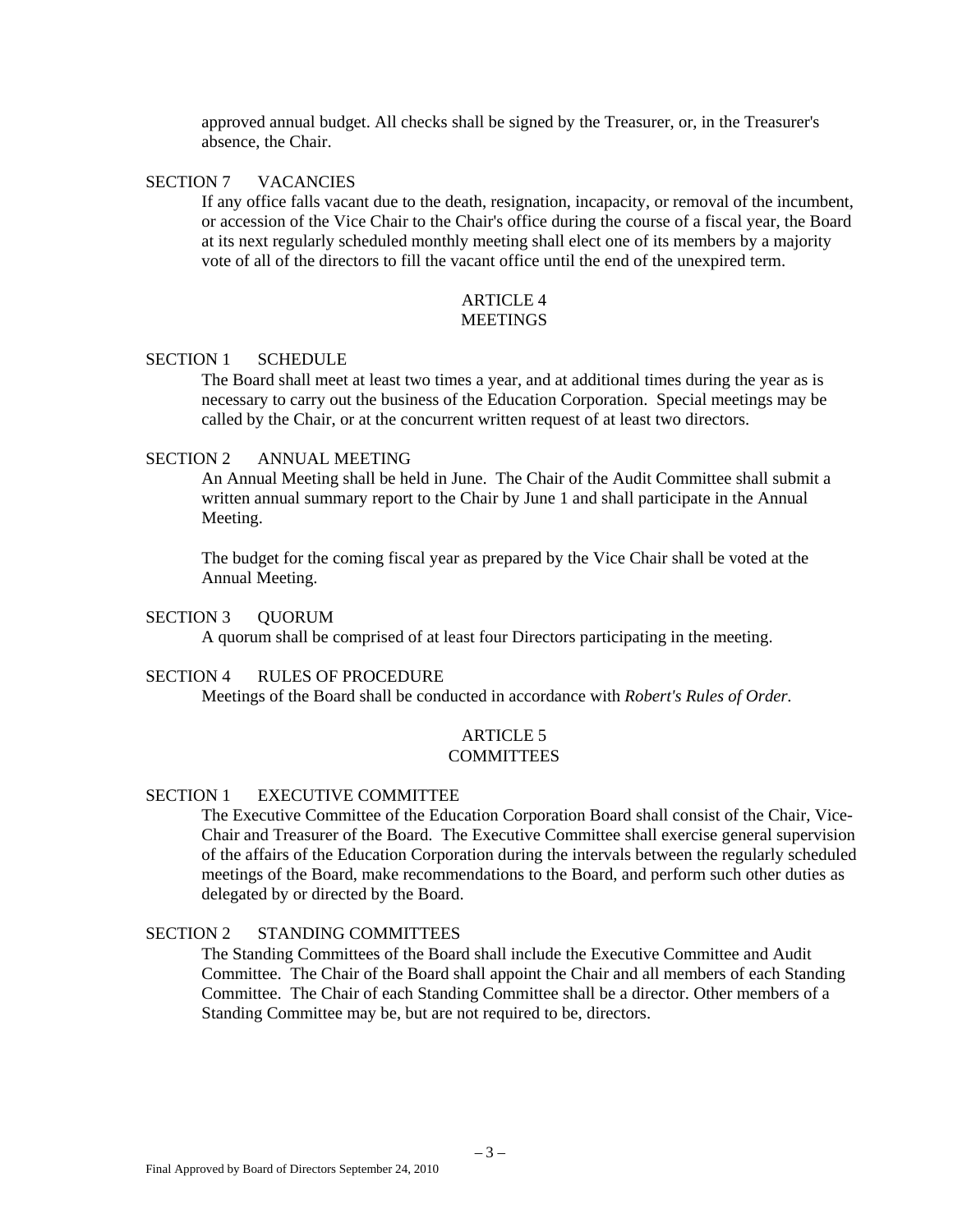approved annual budget. All checks shall be signed by the Treasurer, or, in the Treasurer's absence, the Chair.

SECTION 7 VACANCIES

If any office falls vacant due to the death, resignation, incapacity, or removal of the incumbent, or accession of the Vice Chair to the Chair's office during the course of a fiscal year, the Board at its next regularly scheduled monthly meeting shall elect one of its members by a majority vote of all of the directors to fill the vacant office until the end of the unexpired term.

## ARTICLE 4
## MEETINGS

SECTION 1 SCHEDULE

The Board shall meet at least two times a year, and at additional times during the year as is necessary to carry out the business of the Education Corporation. Special meetings may be called by the Chair, or at the concurrent written request of at least two directors.

SECTION 2 ANNUAL MEETING

An Annual Meeting shall be held in June. The Chair of the Audit Committee shall submit a written annual summary report to the Chair by June 1 and shall participate in the Annual Meeting.

The budget for the coming fiscal year as prepared by the Vice Chair shall be voted at the Annual Meeting.

SECTION 3 QUORUM

A quorum shall be comprised of at least four Directors participating in the meeting.

SECTION 4 RULES OF PROCEDURE

Meetings of the Board shall be conducted in accordance with *Robert's Rules of Order*.

## ARTICLE 5
## COMMITTEES

SECTION 1 EXECUTIVE COMMITTEE

The Executive Committee of the Education Corporation Board shall consist of the Chair, Vice-Chair and Treasurer of the Board. The Executive Committee shall exercise general supervision of the affairs of the Education Corporation during the intervals between the regularly scheduled meetings of the Board, make recommendations to the Board, and perform such other duties as delegated by or directed by the Board.

SECTION 2 STANDING COMMITTEES

The Standing Committees of the Board shall include the Executive Committee and Audit Committee. The Chair of the Board shall appoint the Chair and all members of each Standing Committee. The Chair of each Standing Committee shall be a director. Other members of a Standing Committee may be, but are not required to be, directors.

Final Approved by Board of Directors September 24, 2010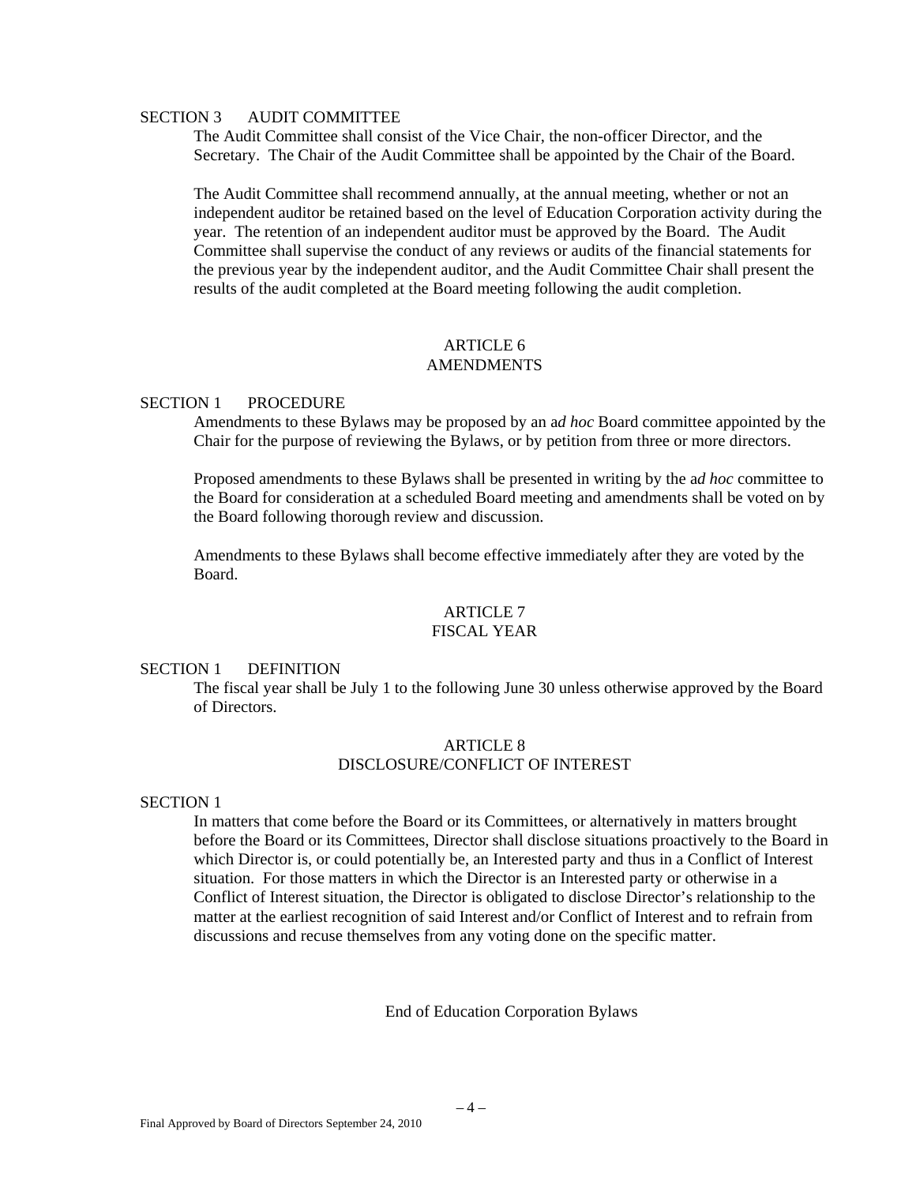SECTION 3 AUDIT COMMITTEE

The Audit Committee shall consist of the Vice Chair, the non-officer Director, and the Secretary. The Chair of the Audit Committee shall be appointed by the Chair of the Board.

The Audit Committee shall recommend annually, at the annual meeting, whether or not an independent auditor be retained based on the level of Education Corporation activity during the year. The retention of an independent auditor must be approved by the Board. The Audit Committee shall supervise the conduct of any reviews or audits of the financial statements for the previous year by the independent auditor, and the Audit Committee Chair shall present the results of the audit completed at the Board meeting following the audit completion.

## ARTICLE 6
## AMENDMENTS

SECTION 1 PROCEDURE

Amendments to these Bylaws may be proposed by an a*d hoc* Board committee appointed by the Chair for the purpose of reviewing the Bylaws, or by petition from three or more directors.

Proposed amendments to these Bylaws shall be presented in writing by the a*d hoc* committee to the Board for consideration at a scheduled Board meeting and amendments shall be voted on by the Board following thorough review and discussion.

Amendments to these Bylaws shall become effective immediately after they are voted by the Board.

## ARTICLE 7
## FISCAL YEAR

SECTION 1 DEFINITION

The fiscal year shall be July 1 to the following June 30 unless otherwise approved by the Board of Directors.

## ARTICLE 8
## DISCLOSURE/CONFLICT OF INTEREST

SECTION 1

In matters that come before the Board or its Committees, or alternatively in matters brought before the Board or its Committees, Director shall disclose situations proactively to the Board in which Director is, or could potentially be, an Interested party and thus in a Conflict of Interest situation. For those matters in which the Director is an Interested party or otherwise in a Conflict of Interest situation, the Director is obligated to disclose Director's relationship to the matter at the earliest recognition of said Interest and/or Conflict of Interest and to refrain from discussions and recuse themselves from any voting done on the specific matter.

End of Education Corporation Bylaws

Final Approved by Board of Directors September 24, 2010